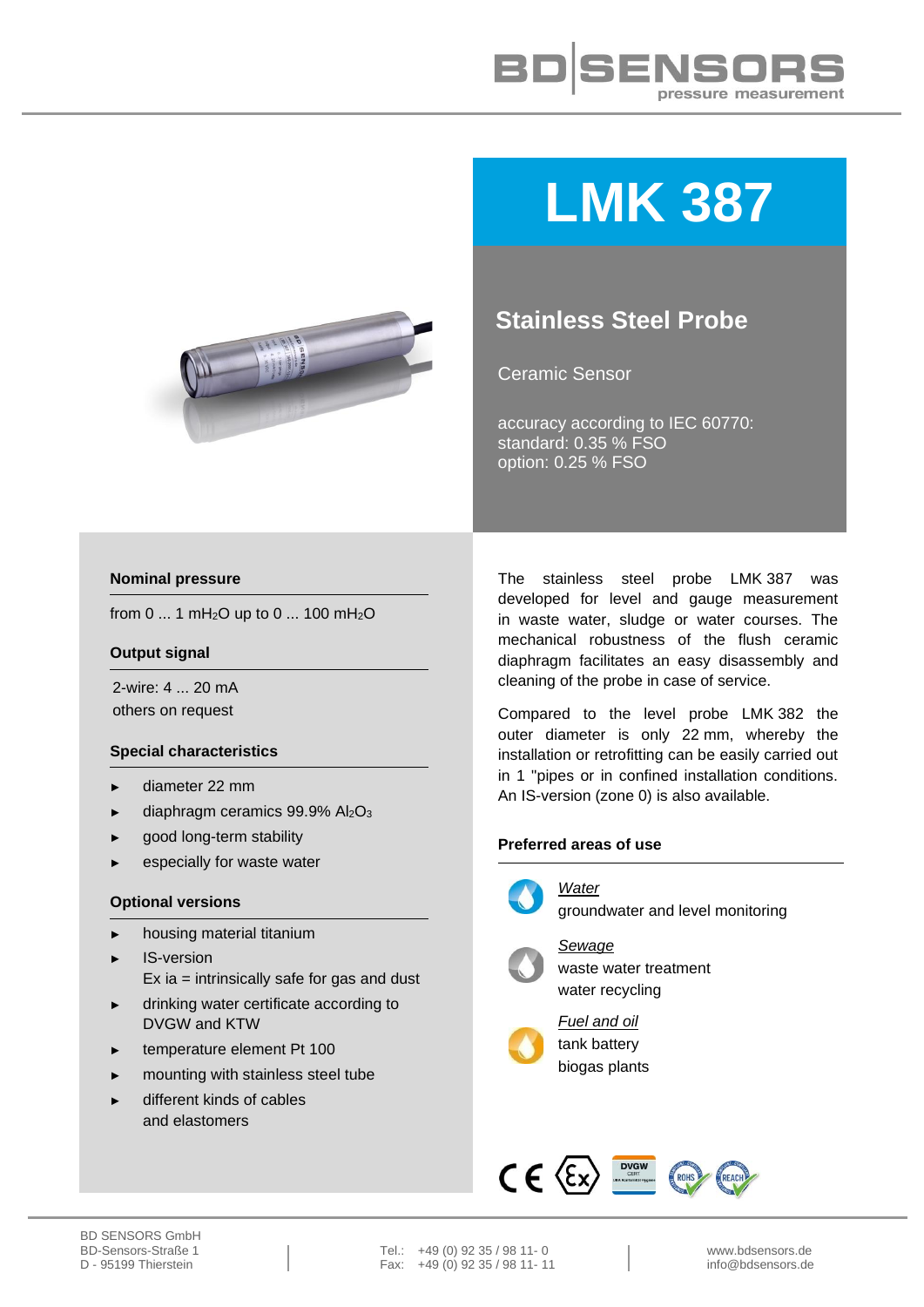# LMK 387

## Stainless Steel Probe

Ceramic Sensor

accuracy according to IEC 60770:
standard: 0.35 % FSO
option: 0.25 % FSO

### Nominal pressure

from 0 ... 1 $mH_2O$ up to 0 ... 100 $mH_2O$

### Output signal

2-wire: 4 ... 20 mA
others on request

### Special characteristics

- diameter 22 mm
- diaphragm ceramics 99.9% $Al_2O_3$
- good long-term stability
- especially for waste water

### Optional versions

- housing material titanium
- IS-version
  Ex ia = intrinsically safe for gas and dust
- drinking water certificate according to DVGW and KTW
- temperature element Pt 100
- mounting with stainless steel tube
- different kinds of cables and elastomers

The stainless steel probe LMK 387 was developed for level and gauge measurement in waste water, sludge or water courses. The mechanical robustness of the flush ceramic diaphragm facilitates an easy disassembly and cleaning of the probe in case of service.

Compared to the level probe LMK 382 the outer diameter is only 22 mm, whereby the installation or retrofitting can be easily carried out in 1 "pipes or in confined installation conditions. An IS-version (zone 0) is also available.

### Preferred areas of use

*Water*
groundwater and level monitoring

*Sewage*
waste water treatment
water recycling

*Fuel and oil*
tank battery
biogas plants

BD SENSORS GmbH
BD-Sensors-Straße 1
D - 95199 Thierstein

Tel.: +49 (0) 92 35 / 98 11- 0
Fax: +49 (0) 92 35 / 98 11- 11

www.bdsensors.de
info@bdsensors.de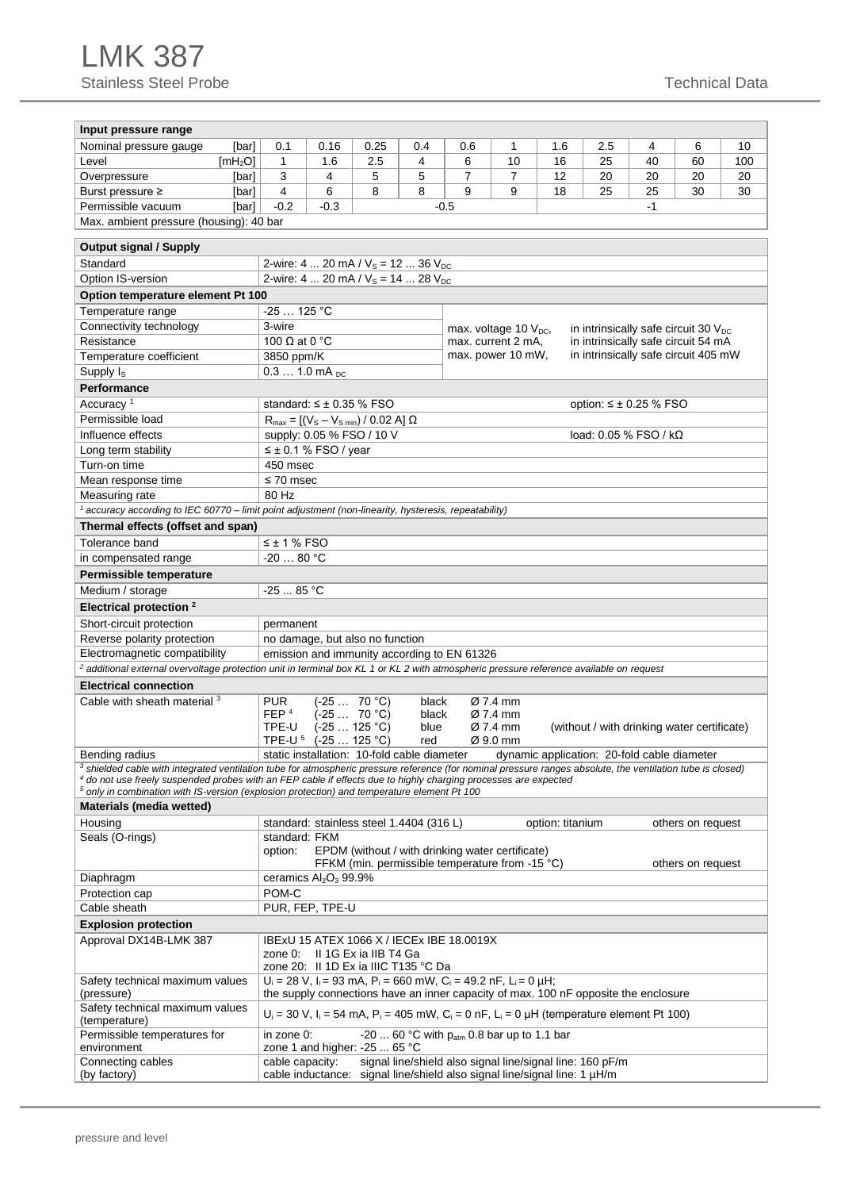# LMK 387

Stainless Steel Probe

Technical Data

| Input pressure range | | | | | | | | | | | | |
|---|---|---|---|---|---|---|---|---|---|---|---|---|
| Nominal pressure gauge | [bar] | 0.1 | 0.16 | 0.25 | 0.4 | 0.6 | 1 | 1.6 | 2.5 | 4 | 6 | 10 |
| Level | [$mH_2O$] | 1 | 1.6 | 2.5 | 4 | 6 | 10 | 16 | 25 | 40 | 60 | 100 |
| Overpressure | [bar] | 3 | 4 | 5 | 5 | 7 | 7 | 12 | 20 | 20 | 20 | 20 |
| Burst pressure ≥ | [bar] | 4 | 6 | 8 | 8 | 9 | 9 | 18 | 25 | 25 | 30 | 30 |
| Permissible vacuum | [bar] | -0.2 | -0.3 | -0.5 | | | | -1 | | | | |
| Max. ambient pressure (housing): 40 bar | | | | | | | | | | | | |

| Output signal / Supply | |
|---|---|
| Standard | 2-wire: 4 ... 20 mA / $V_S$ = 12 ... 36 $V_{DC}$ |
| Option IS-version | 2-wire: 4 ... 20 mA / $V_S$ = 14 ... 28 $V_{DC}$ |
| **Option temperature element Pt 100** | |
| Temperature range | -25 … 125 °C |
| Connectivity technology | 3-wire |
| Resistance | 100 Ω at 0 °C |
| Temperature coefficient | 3850 ppm/K |
| Supply $I_S$ | 0.3 … 1.0 mA $_{DC}$ |
| | max. voltage 10 $V_{DC}$, in intrinsically safe circuit 30 $V_{DC}$; max. current 2 mA, in intrinsically safe circuit 54 mA; max. power 10 mW, in intrinsically safe circuit 405 mW |
| **Performance** | |
| Accuracy [1] | standard: ≤ ± 0.35 % FSO; option: ≤ ± 0.25 % FSO |
| Permissible load | $R_{max}$ = [($V_S$ – $V_{S\ min}$) / 0.02 A] Ω |
| Influence effects | supply: 0.05 % FSO / 10 V; load: 0.05 % FSO / kΩ |
| Long term stability | ≤ ± 0.1 % FSO / year |
| Turn-on time | 450 msec |
| Mean response time | ≤ 70 msec |
| Measuring rate | 80 Hz |

*[1] accuracy according to IEC 60770 – limit point adjustment (non-linearity, hysteresis, repeatability)*

| Thermal effects (offset and span) | |
|---|---|
| Tolerance band | ≤ ± 1 % FSO |
| in compensated range | -20 … 80 °C |
| **Permissible temperature** | |
| Medium / storage | -25 ... 85 °C |
| **Electrical protection [2]** | |
| Short-circuit protection | permanent |
| Reverse polarity protection | no damage, but also no function |
| Electromagnetic compatibility | emission and immunity according to EN 61326 |

*[2] additional external overvoltage protection unit in terminal box KL 1 or KL 2 with atmospheric pressure reference available on request*

| Electrical connection | |
|---|---|
| Cable with sheath material [3] | PUR (-25 … 70 °C) black Ø 7.4 mm<br>FEP [4] (-25 … 70 °C) black Ø 7.4 mm<br>TPE-U (-25 … 125 °C) blue Ø 7.4 mm (without / with drinking water certificate)<br>TPE-U [5] (-25 … 125 °C) red Ø 9.0 mm |
| Bending radius | static installation: 10-fold cable diameter; dynamic application: 20-fold cable diameter |

*[3] shielded cable with integrated ventilation tube for atmospheric pressure reference (for nominal pressure ranges absolute, the ventilation tube is closed)*
*[4] do not use freely suspended probes with an FEP cable if effects due to highly charging processes are expected*
*[5] only in combination with IS-version (explosion protection) and temperature element PT 100*

| Materials (media wetted) | |
|---|---|
| Housing | standard: stainless steel 1.4404 (316 L); option: titanium; others on request |
| Seals (O-rings) | standard: FKM<br>option: EPDM (without / with drinking water certificate)<br>FFKM (min. permissible temperature from -15 °C); others on request |
| Diaphragm | ceramics $Al_2O_3$ 99.9% |
| Protection cap | POM-C |
| Cable sheath | PUR, FEP, TPE-U |
| **Explosion protection** | |
| Approval DX14B-LMK 387 | IBExU 15 ATEX 1066 X / IECEx IBE 18.0019X<br>zone 0: II 1G Ex ia IIB T4 Ga<br>zone 20: II 1D Ex ia IIIC T135 °C Da |
| Safety technical maximum values (pressure) | $U_i$ = 28 V, $I_i$ = 93 mA, $P_i$ = 660 mW, $C_i$ = 49.2 nF, $L_i$ = 0 µH;<br>the supply connections have an inner capacity of max. 100 nF opposite the enclosure |
| Safety technical maximum values (temperature) | $U_i$ = 30 V, $I_i$ = 54 mA, $P_i$ = 405 mW, $C_i$ = 0 nF, $L_i$ = 0 µH (temperature element Pt 100) |
| Permissible temperatures for environment | in zone 0: -20 ... 60 °C with $p_{atm}$ 0.8 bar up to 1.1 bar<br>zone 1 and higher: -25 ... 65 °C |
| Connecting cables (by factory) | cable capacity: signal line/shield also signal line/signal line: 160 pF/m<br>cable inductance: signal line/shield also signal line/signal line: 1 µH/m |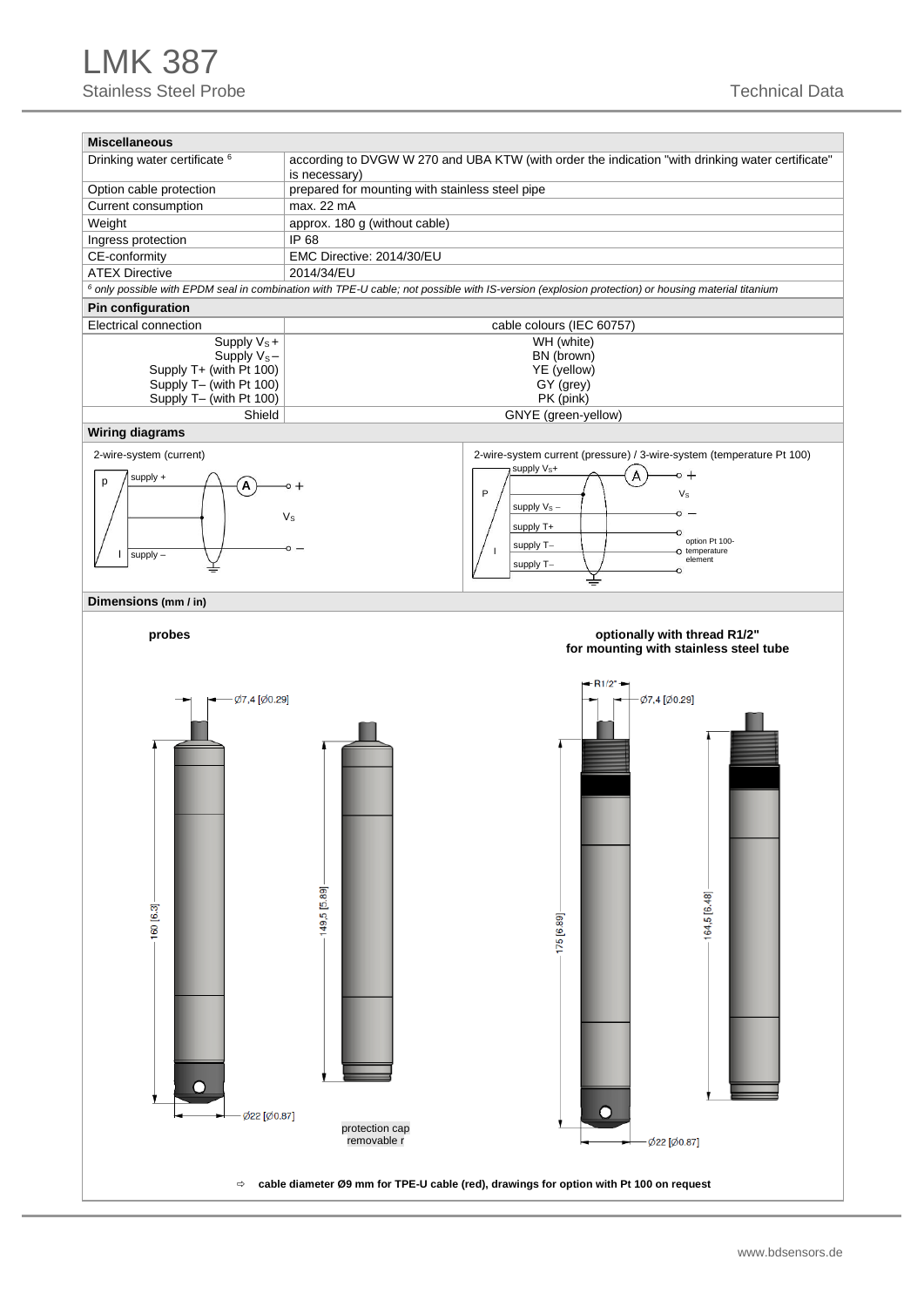# LMK 387

Stainless Steel Probe

Technical Data

| Miscellaneous | |
|---|---|
| Drinking water certificate [6] | according to DVGW W 270 and UBA KTW (with order the indication "with drinking water certificate" is necessary) |
| Option cable protection | prepared for mounting with stainless steel pipe |
| Current consumption | max. 22 mA |
| Weight | approx. 180 g (without cable) |
| Ingress protection | IP 68 |
| CE-conformity | EMC Directive: 2014/30/EU |
| ATEX Directive | 2014/34/EU |

*[6] only possible with EPDM seal in combination with TPE-U cable; not possible with IS-version (explosion protection) or housing material titanium*

| Pin configuration | |
|---|---|
| Electrical connection | cable colours (IEC 60757) |
| Supply $V_S$ + | WH (white) |
| Supply $V_S$ – | BN (brown) |
| Supply T+ (with Pt 100) | YE (yellow) |
| Supply T– (with Pt 100) | GY (grey) |
| Supply T– (with Pt 100) | PK (pink) |
| Shield | GNYE (green-yellow) |

## Wiring diagrams

2-wire-system (current)

2-wire-system current (pressure) / 3-wire-system (temperature Pt 100)

## Dimensions (mm / in)

**probes**

**optionally with thread R1/2" for mounting with stainless steel tube**

protection cap removable r

⇨ **cable diameter Ø9 mm for TPE-U cable (red), drawings for option with Pt 100 on request**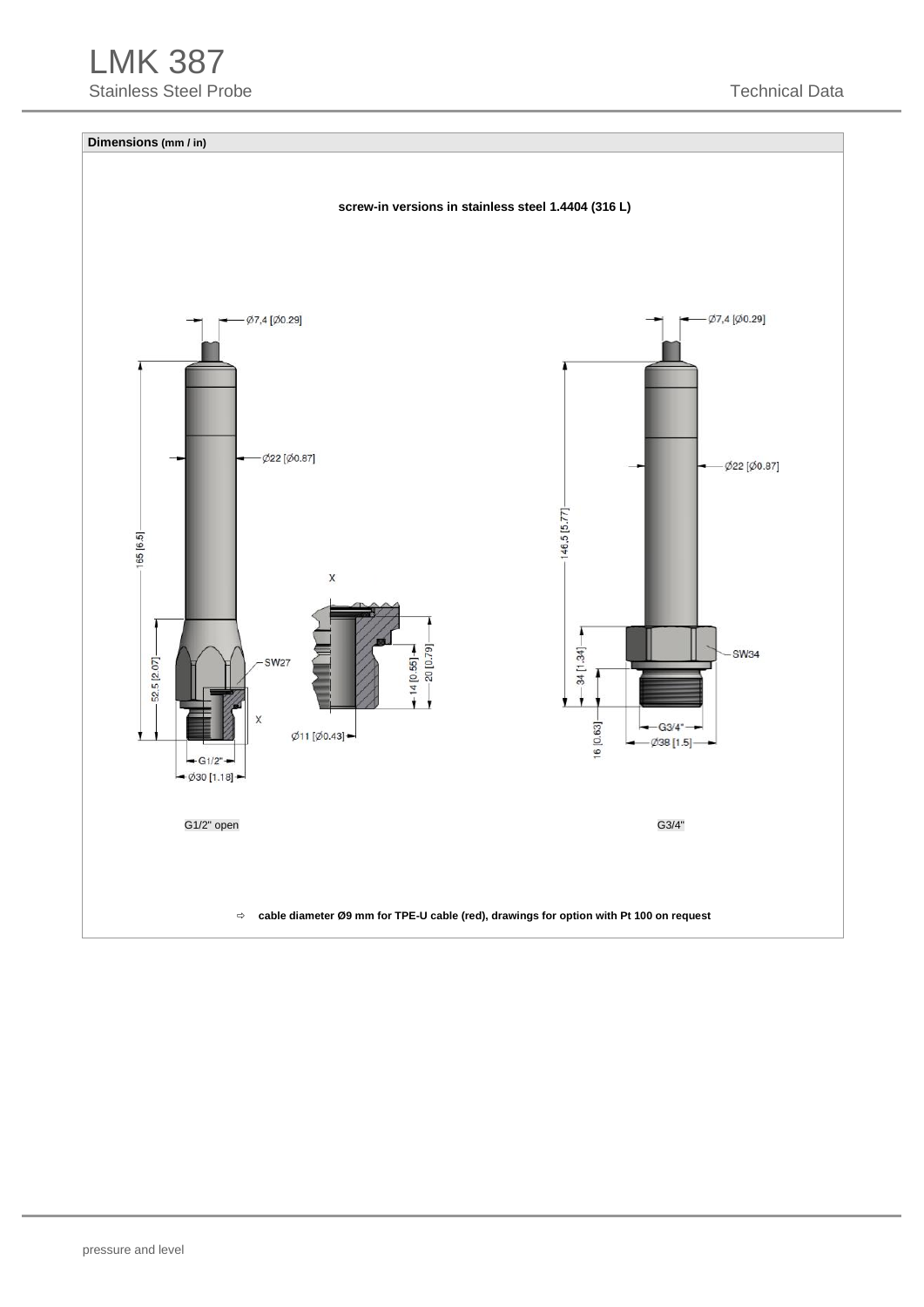## Dimensions (mm / in)

**screw-in versions in stainless steel 1.4404 (316 L)**

Ø7,4 [Ø0.29]

Ø22 [Ø0.87]

165 [6.5]

X

52.5 [2.07]

SW27

14 [0.55]

20 [0.79]

X

Ø11 [Ø0.43]

G1/2"

Ø30 [1.18]

G1/2" open

Ø7,4 [Ø0.29]

Ø22 [Ø0.87]

146,5 [5.77]

SW34

34 [1.34]

16 [0.63]

G3/4"

Ø38 [1.5]

G3/4"

⇨ **cable diameter Ø9 mm for TPE-U cable (red), drawings for option with Pt 100 on request**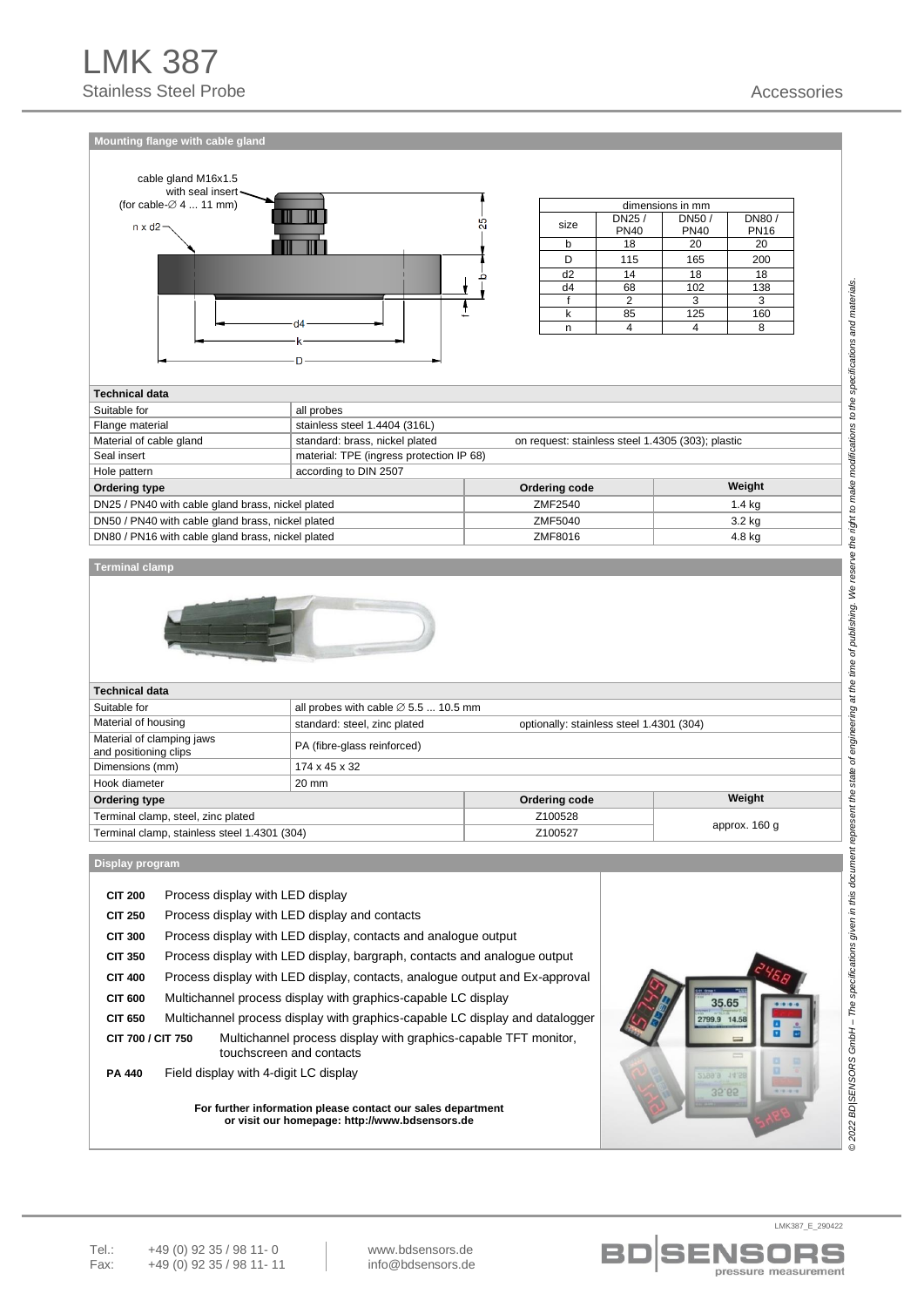# LMK 387

Stainless Steel Probe

Accessories

## Mounting flange with cable gland

cable gland M16x1.5 with seal insert (for cable-∅ 4 ... 11 mm)

n x d2

| dimensions in mm | | | |
|---|---|---|---|
| size | DN25 / PN40 | DN50 / PN40 | DN80 / PN16 |
| b | 18 | 20 | 20 |
| D | 115 | 165 | 200 |
| d2 | 14 | 18 | 18 |
| d4 | 68 | 102 | 138 |
| f | 2 | 3 | 3 |
| k | 85 | 125 | 160 |
| n | 4 | 4 | 8 |

| Technical data | | |
|---|---|---|
| Suitable for | all probes | |
| Flange material | stainless steel 1.4404 (316L) | |
| Material of cable gland | standard: brass, nickel plated | on request: stainless steel 1.4305 (303); plastic |
| Seal insert | material: TPE (ingress protection IP 68) | |
| Hole pattern | according to DIN 2507 | |

| Ordering type | Ordering code | Weight |
|---|---|---|
| DN25 / PN40 with cable gland brass, nickel plated | ZMF2540 | 1.4 kg |
| DN50 / PN40 with cable gland brass, nickel plated | ZMF5040 | 3.2 kg |
| DN80 / PN16 with cable gland brass, nickel plated | ZMF8016 | 4.8 kg |

## Terminal clamp

| Technical data | | |
|---|---|---|
| Suitable for | all probes with cable ∅ 5.5 ... 10.5 mm | |
| Material of housing | standard: steel, zinc plated | optionally: stainless steel 1.4301 (304) |
| Material of clamping jaws and positioning clips | PA (fibre-glass reinforced) | |
| Dimensions (mm) | 174 x 45 x 32 | |
| Hook diameter | 20 mm | |

| Ordering type | Ordering code | Weight |
|---|---|---|
| Terminal clamp, steel, zinc plated | Z100528 | approx. 160 g |
| Terminal clamp, stainless steel 1.4301 (304) | Z100527 | |

## Display program

- **CIT 200** Process display with LED display
- **CIT 250** Process display with LED display and contacts
- **CIT 300** Process display with LED display, contacts and analogue output
- **CIT 350** Process display with LED display, bargraph, contacts and analogue output
- **CIT 400** Process display with LED display, contacts, analogue output and Ex-approval
- **CIT 600** Multichannel process display with graphics-capable LC display
- **CIT 650** Multichannel process display with graphics-capable LC display and datalogger
- **CIT 700 / CIT 750** Multichannel process display with graphics-capable TFT monitor, touchscreen and contacts
- **PA 440** Field display with 4-digit LC display

**For further information please contact our sales department or visit our homepage: http://www.bdsensors.de**

*© 2022 BD|SENSORS GmbH – The specifications given in this document represent the state of engineering at the time of publishing. We reserve the right to make modifications to the specifications and materials.*

LMK387_E_290422

Tel.: +49 (0) 92 35 / 98 11- 0
Fax: +49 (0) 92 35 / 98 11- 11

www.bdsensors.de
info@bdsensors.de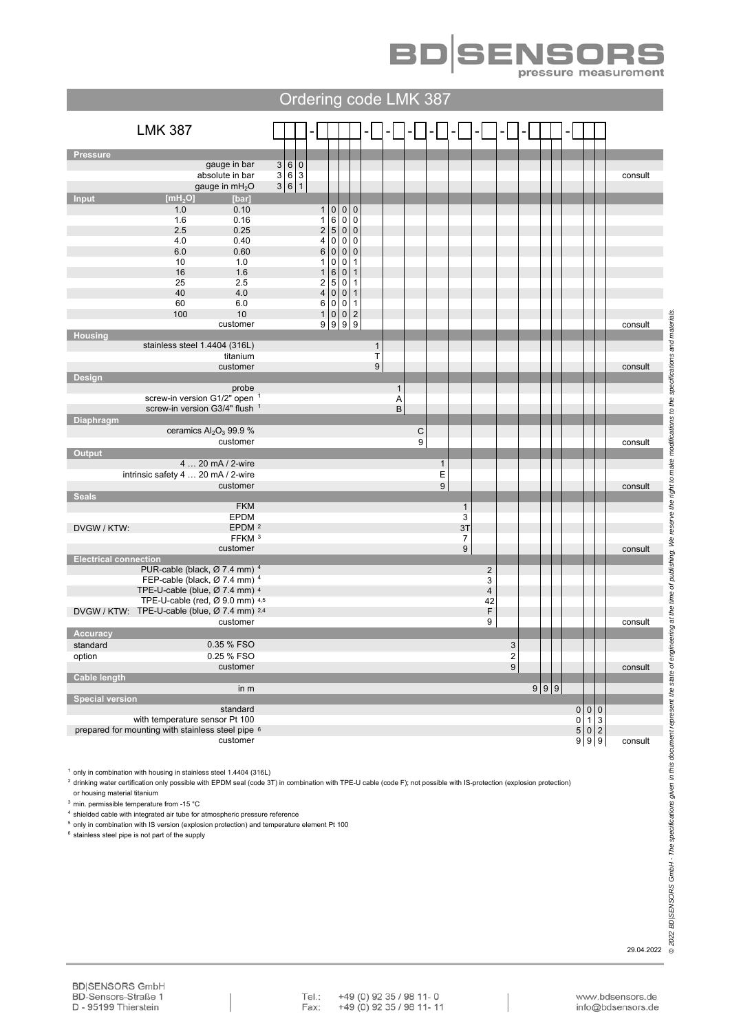# Ordering code LMK 387

LMK 387 [ ][ ][ ] - [ ][ ][ ][ ] - [ ] - [ ] - [ ] - [ ] - [ ] - [ ] - [ ] - [ ][ ][ ] - [ ][ ][ ]

| | | Code | |
|---|---|---|---|
| **Pressure** | | | |
| | gauge in bar | 3 6 0 | |
| | absolute in bar | 3 6 3 | consult |
| | gauge in $mH_2O$ | 3 6 1 | |
| **Input** | **[$mH_2O$]** / **[bar]** | | |
| | 1.0 / 0.10 | 1 0 0 0 | |
| | 1.6 / 0.16 | 1 6 0 0 | |
| | 2.5 / 0.25 | 2 5 0 0 | |
| | 4.0 / 0.40 | 4 0 0 0 | |
| | 6.0 / 0.60 | 6 0 0 0 | |
| | 10 / 1.0 | 1 0 0 1 | |
| | 16 / 1.6 | 1 6 0 1 | |
| | 25 / 2.5 | 2 5 0 1 | |
| | 40 / 4.0 | 4 0 0 1 | |
| | 60 / 6.0 | 6 0 0 1 | |
| | 100 / 10 | 1 0 0 2 | |
| | customer | 9 9 9 9 | consult |
| **Housing** | | | |
| | stainless steel 1.4404 (316L) | 1 | |
| | titanium | T | |
| | customer | 9 | consult |
| **Design** | | | |
| | probe | 1 | |
| | screw-in version G1/2" open [1] | A | |
| | screw-in version G3/4" flush [1] | B | |
| **Diaphragm** | | | |
| | ceramics $Al_2O_3$ 99.9 % | C | |
| | customer | 9 | consult |
| **Output** | | | |
| | 4 … 20 mA / 2-wire | 1 | |
| | intrinsic safety 4 … 20 mA / 2-wire | E | |
| | customer | 9 | consult |
| **Seals** | | | |
| | FKM | 1 | |
| | EPDM | 3 | |
| DVGW / KTW: | EPDM [2] | 3T | |
| | FFKM [3] | 7 | |
| | customer | 9 | consult |
| **Electrical connection** | | | |
| | PUR-cable (black, Ø 7.4 mm) [4] | 2 | |
| | FEP-cable (black, Ø 7.4 mm) [4] | 3 | |
| | TPE-U-cable (blue, Ø 7.4 mm) [4] | 4 | |
| | TPE-U-cable (red, Ø 9.0 mm) [4,5] | 42 | |
| DVGW / KTW: | TPE-U-cable (blue, Ø 7.4 mm) [2,4] | F | |
| | customer | 9 | consult |
| **Accuracy** | | | |
| standard | 0.35 % FSO | 3 | |
| option | 0.25 % FSO | 2 | |
| | customer | 9 | consult |
| **Cable length** | | | |
| | in m | 9 9 9 | |
| **Special version** | | | |
| | standard | 0 0 0 | |
| | with temperature sensor Pt 100 | 0 1 3 | |
| | prepared for mounting with stainless steel pipe [6] | 5 0 2 | |
| | customer | 9 9 9 | consult |

[1] only in combination with housing in stainless steel 1.4404 (316L)

[2] drinking water certification only possible with EPDM seal (code 3T) in combination with TPE-U cable (code F); not possible with IS-protection (explosion protection) or housing material titanium

[3] min. permissible temperature from -15 °C

[4] shielded cable with integrated air tube for atmospheric pressure reference

[5] only in combination with IS version (explosion protection) and temperature element Pt 100

[6] stainless steel pipe is not part of the supply

29.04.2022

© 2022 BD|SENSORS GmbH - The specifications given in this document represent the state of engineering at the time of publishing. We reserve the right to make modifications to the specifications and materials.

BD|SENSORS GmbH
BD-Sensors-Straße 1
D - 95199 Thierstein

Tel.: +49 (0) 92 35 / 98 11- 0
Fax: +49 (0) 92 35 / 98 11- 11

www.bdsensors.de
info@bdsensors.de